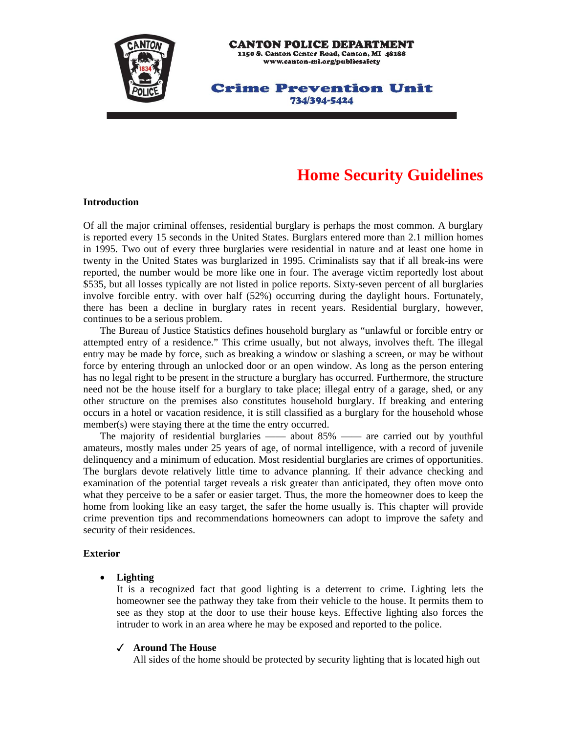**CANTON POLICE DEPARTMENT**
**1150 S. Canton Center Road, Canton, MI 48188**
**www.canton-mi.org/publicsafety**

**Crime Prevention Unit**
**734/394-5424**

# Home Security Guidelines

## Introduction

Of all the major criminal offenses, residential burglary is perhaps the most common. A burglary is reported every 15 seconds in the United States. Burglars entered more than 2.1 million homes in 1995. Two out of every three burglaries were residential in nature and at least one home in twenty in the United States was burglarized in 1995. Criminalists say that if all break-ins were reported, the number would be more like one in four. The average victim reportedly lost about $535, but all losses typically are not listed in police reports. Sixty-seven percent of all burglaries involve forcible entry. with over half (52%) occurring during the daylight hours. Fortunately, there has been a decline in burglary rates in recent years. Residential burglary, however, continues to be a serious problem.

The Bureau of Justice Statistics defines household burglary as "unlawful or forcible entry or attempted entry of a residence." This crime usually, but not always, involves theft. The illegal entry may be made by force, such as breaking a window or slashing a screen, or may be without force by entering through an unlocked door or an open window. As long as the person entering has no legal right to be present in the structure a burglary has occurred. Furthermore, the structure need not be the house itself for a burglary to take place; illegal entry of a garage, shed, or any other structure on the premises also constitutes household burglary. If breaking and entering occurs in a hotel or vacation residence, it is still classified as a burglary for the household whose member(s) were staying there at the time the entry occurred.

The majority of residential burglaries —— about 85% —— are carried out by youthful amateurs, mostly males under 25 years of age, of normal intelligence, with a record of juvenile delinquency and a minimum of education. Most residential burglaries are crimes of opportunities. The burglars devote relatively little time to advance planning. If their advance checking and examination of the potential target reveals a risk greater than anticipated, they often move onto what they perceive to be a safer or easier target. Thus, the more the homeowner does to keep the home from looking like an easy target, the safer the home usually is. This chapter will provide crime prevention tips and recommendations homeowners can adopt to improve the safety and security of their residences.

## Exterior

- **Lighting**
  It is a recognized fact that good lighting is a deterrent to crime. Lighting lets the homeowner see the pathway they take from their vehicle to the house. It permits them to see as they stop at the door to use their house keys. Effective lighting also forces the intruder to work in an area where he may be exposed and reported to the police.

  ✓ **Around The House**
  All sides of the home should be protected by security lighting that is located high out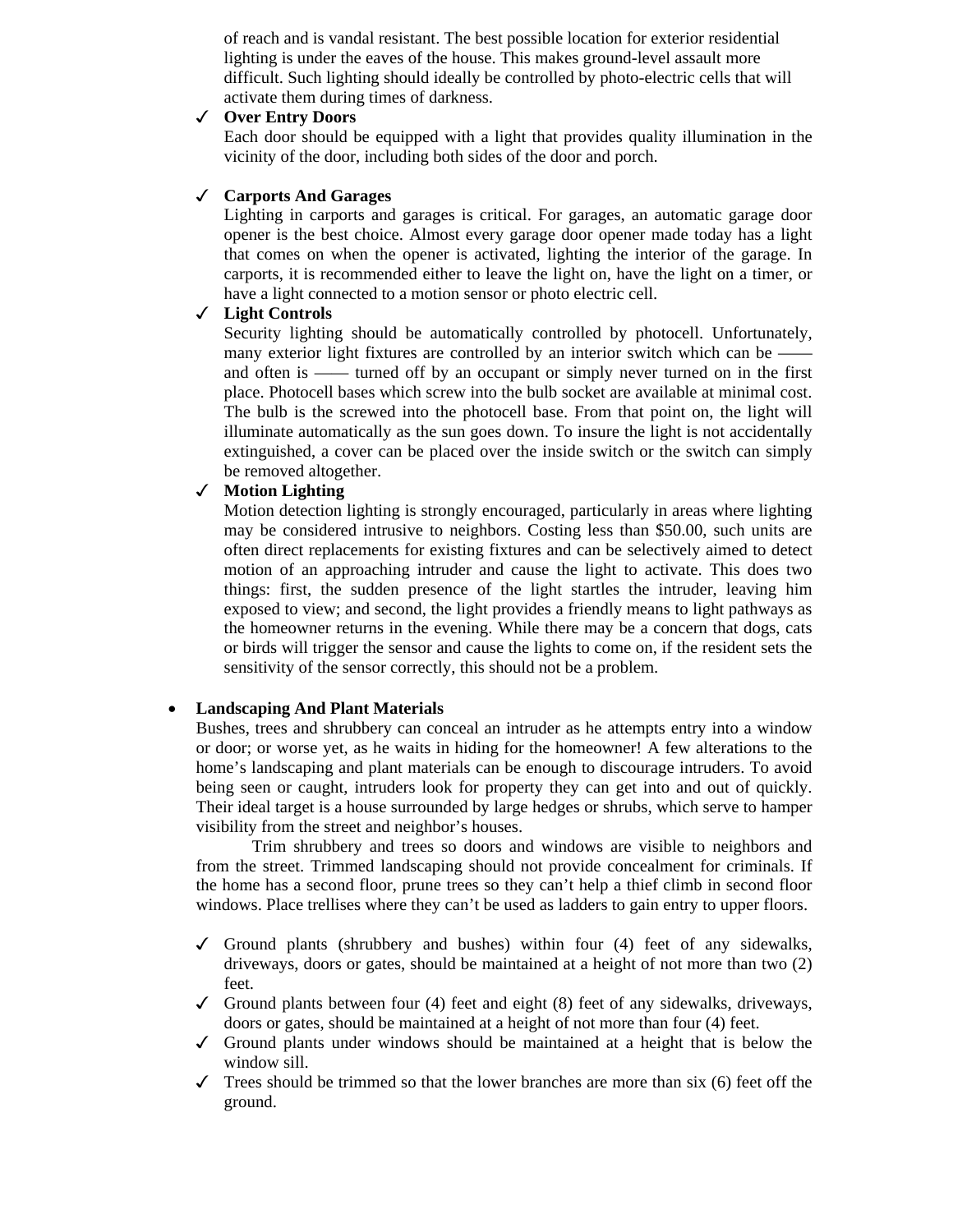of reach and is vandal resistant. The best possible location for exterior residential lighting is under the eaves of the house. This makes ground-level assault more difficult. Such lighting should ideally be controlled by photo-electric cells that will activate them during times of darkness.

- ✓ **Over Entry Doors**
  Each door should be equipped with a light that provides quality illumination in the vicinity of the door, including both sides of the door and porch.

- ✓ **Carports And Garages**
  Lighting in carports and garages is critical. For garages, an automatic garage door opener is the best choice. Almost every garage door opener made today has a light that comes on when the opener is activated, lighting the interior of the garage. In carports, it is recommended either to leave the light on, have the light on a timer, or have a light connected to a motion sensor or photo electric cell.

- ✓ **Light Controls**
  Security lighting should be automatically controlled by photocell. Unfortunately, many exterior light fixtures are controlled by an interior switch which can be —— and often is —— turned off by an occupant or simply never turned on in the first place. Photocell bases which screw into the bulb socket are available at minimal cost. The bulb is the screwed into the photocell base. From that point on, the light will illuminate automatically as the sun goes down. To insure the light is not accidentally extinguished, a cover can be placed over the inside switch or the switch can simply be removed altogether.

- ✓ **Motion Lighting**
  Motion detection lighting is strongly encouraged, particularly in areas where lighting may be considered intrusive to neighbors. Costing less than $50.00, such units are often direct replacements for existing fixtures and can be selectively aimed to detect motion of an approaching intruder and cause the light to activate. This does two things: first, the sudden presence of the light startles the intruder, leaving him exposed to view; and second, the light provides a friendly means to light pathways as the homeowner returns in the evening. While there may be a concern that dogs, cats or birds will trigger the sensor and cause the lights to come on, if the resident sets the sensitivity of the sensor correctly, this should not be a problem.

- **Landscaping And Plant Materials**
  Bushes, trees and shrubbery can conceal an intruder as he attempts entry into a window or door; or worse yet, as he waits in hiding for the homeowner! A few alterations to the home's landscaping and plant materials can be enough to discourage intruders. To avoid being seen or caught, intruders look for property they can get into and out of quickly. Their ideal target is a house surrounded by large hedges or shrubs, which serve to hamper visibility from the street and neighbor's houses.

  Trim shrubbery and trees so doors and windows are visible to neighbors and from the street. Trimmed landscaping should not provide concealment for criminals. If the home has a second floor, prune trees so they can't help a thief climb in second floor windows. Place trellises where they can't be used as ladders to gain entry to upper floors.

  - ✓ Ground plants (shrubbery and bushes) within four (4) feet of any sidewalks, driveways, doors or gates, should be maintained at a height of not more than two (2) feet.
  - ✓ Ground plants between four (4) feet and eight (8) feet of any sidewalks, driveways, doors or gates, should be maintained at a height of not more than four (4) feet.
  - ✓ Ground plants under windows should be maintained at a height that is below the window sill.
  - ✓ Trees should be trimmed so that the lower branches are more than six (6) feet off the ground.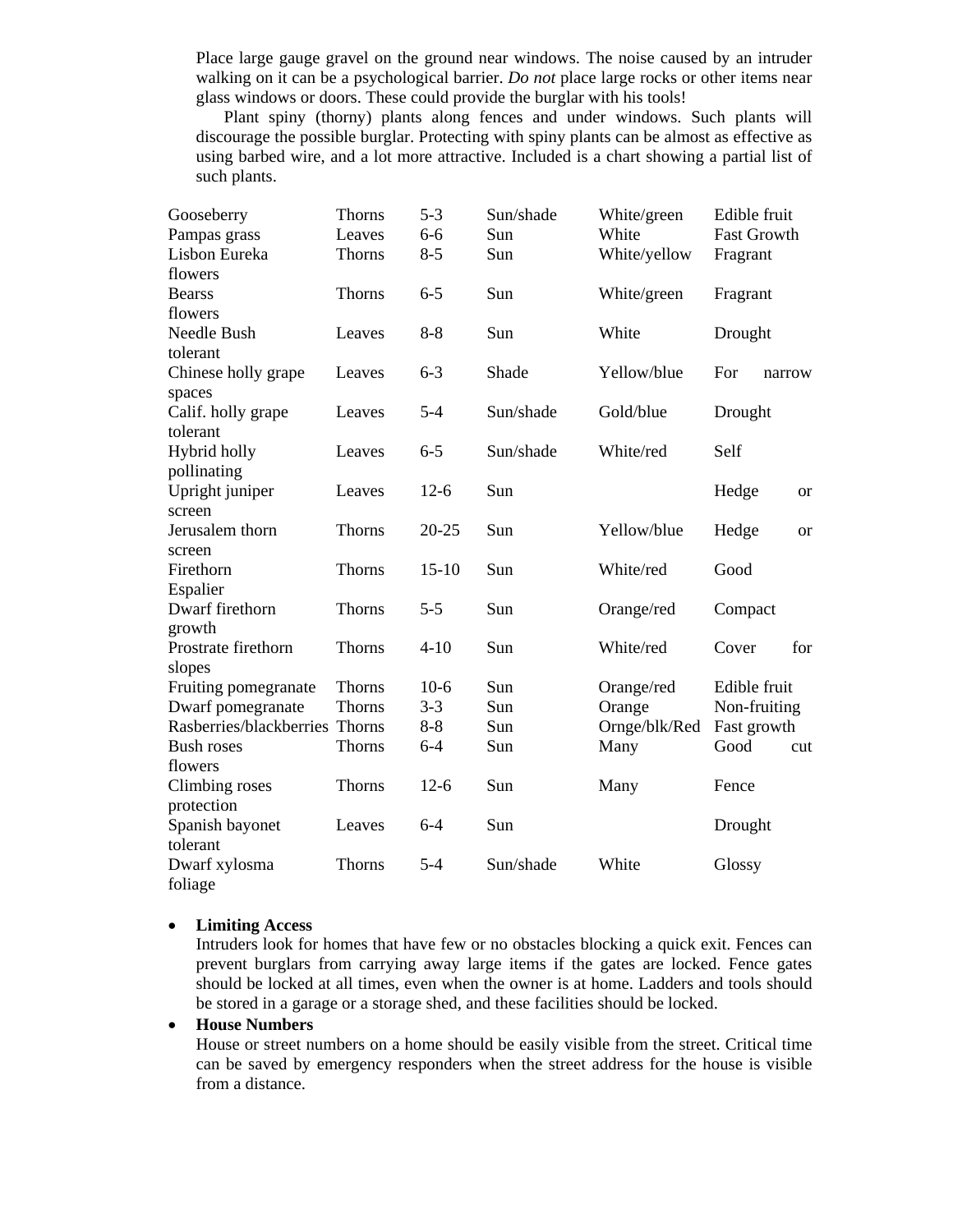Place large gauge gravel on the ground near windows. The noise caused by an intruder walking on it can be a psychological barrier. *Do not* place large rocks or other items near glass windows or doors. These could provide the burglar with his tools!

Plant spiny (thorny) plants along fences and under windows. Such plants will discourage the possible burglar. Protecting with spiny plants can be almost as effective as using barbed wire, and a lot more attractive. Included is a chart showing a partial list of such plants.

| | | | | | |
|---|---|---|---|---|---|
| Gooseberry | Thorns | 5-3 | Sun/shade | White/green | Edible fruit |
| Pampas grass | Leaves | 6-6 | Sun | White | Fast Growth |
| Lisbon Eureka | Thorns | 8-5 | Sun | White/yellow | Fragrant flowers |
| Bearss | Thorns | 6-5 | Sun | White/green | Fragrant flowers |
| Needle Bush | Leaves | 8-8 | Sun | White | Drought tolerant |
| Chinese holly grape | Leaves | 6-3 | Shade | Yellow/blue | For narrow spaces |
| Calif. holly grape | Leaves | 5-4 | Sun/shade | Gold/blue | Drought tolerant |
| Hybrid holly | Leaves | 6-5 | Sun/shade | White/red | Self pollinating |
| Upright juniper | Leaves | 12-6 | Sun | | Hedge or screen |
| Jerusalem thorn | Thorns | 20-25 | Sun | Yellow/blue | Hedge or screen |
| Firethorn | Thorns | 15-10 | Sun | White/red | Good Espalier |
| Dwarf firethorn | Thorns | 5-5 | Sun | Orange/red | Compact growth |
| Prostrate firethorn | Thorns | 4-10 | Sun | White/red | Cover for slopes |
| Fruiting pomegranate | Thorns | 10-6 | Sun | Orange/red | Edible fruit |
| Dwarf pomegranate | Thorns | 3-3 | Sun | Orange | Non-fruiting |
| Rasberries/blackberries | Thorns | 8-8 | Sun | Ornge/blk/Red | Fast growth |
| Bush roses | Thorns | 6-4 | Sun | Many | Good cut flowers |
| Climbing roses | Thorns | 12-6 | Sun | Many | Fence protection |
| Spanish bayonet | Leaves | 6-4 | Sun | | Drought tolerant |
| Dwarf xylosma | Thorns | 5-4 | Sun/shade | White | Glossy foliage |

- **Limiting Access**
  Intruders look for homes that have few or no obstacles blocking a quick exit. Fences can prevent burglars from carrying away large items if the gates are locked. Fence gates should be locked at all times, even when the owner is at home. Ladders and tools should be stored in a garage or a storage shed, and these facilities should be locked.
- **House Numbers**
  House or street numbers on a home should be easily visible from the street. Critical time can be saved by emergency responders when the street address for the house is visible from a distance.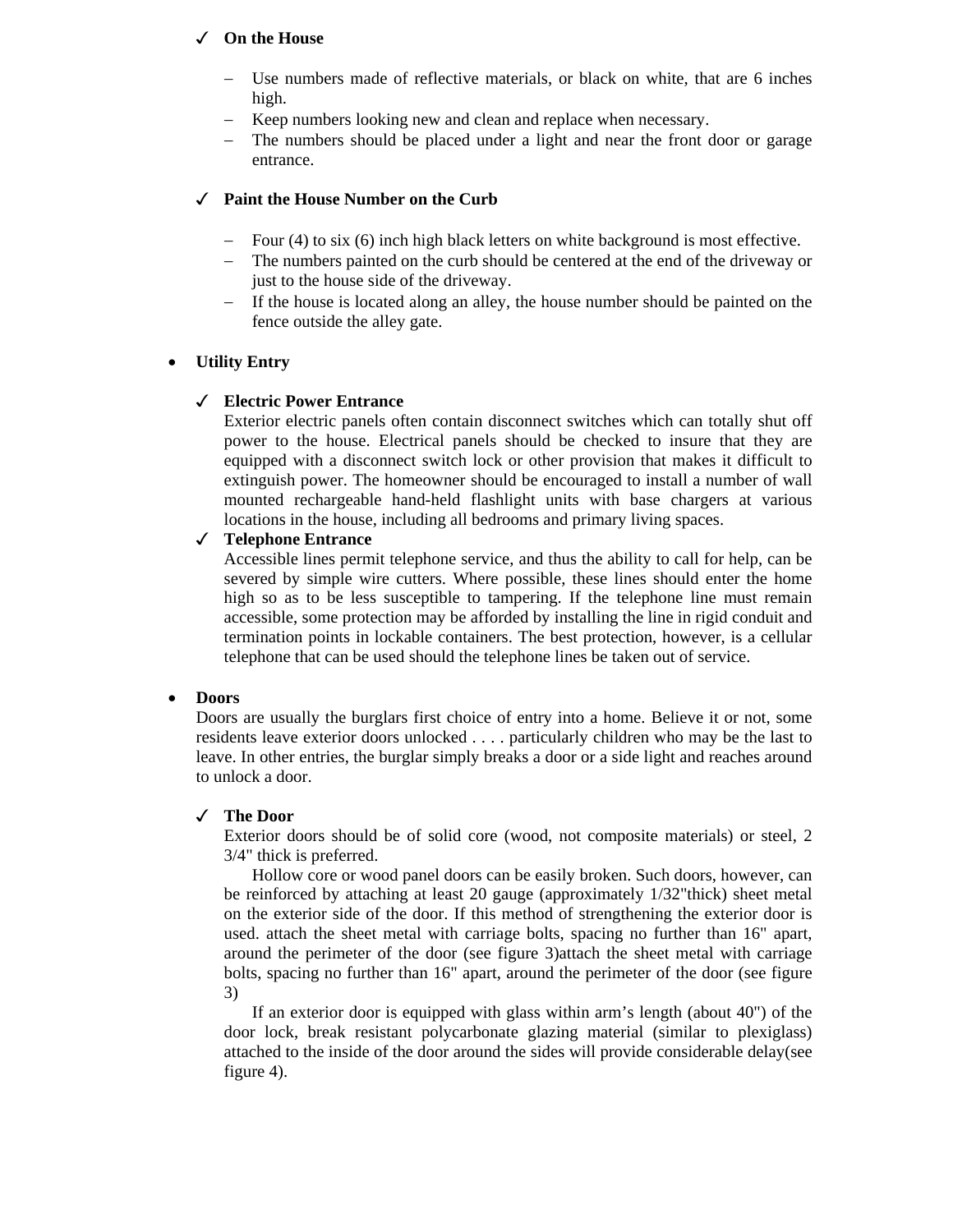- ✓ **On the House**
  - Use numbers made of reflective materials, or black on white, that are 6 inches high.
  - Keep numbers looking new and clean and replace when necessary.
  - The numbers should be placed under a light and near the front door or garage entrance.

- ✓ **Paint the House Number on the Curb**
  - Four (4) to six (6) inch high black letters on white background is most effective.
  - The numbers painted on the curb should be centered at the end of the driveway or just to the house side of the driveway.
  - If the house is located along an alley, the house number should be painted on the fence outside the alley gate.

- **Utility Entry**

  - ✓ **Electric Power Entrance**
    Exterior electric panels often contain disconnect switches which can totally shut off power to the house. Electrical panels should be checked to insure that they are equipped with a disconnect switch lock or other provision that makes it difficult to extinguish power. The homeowner should be encouraged to install a number of wall mounted rechargeable hand-held flashlight units with base chargers at various locations in the house, including all bedrooms and primary living spaces.
  - ✓ **Telephone Entrance**
    Accessible lines permit telephone service, and thus the ability to call for help, can be severed by simple wire cutters. Where possible, these lines should enter the home high so as to be less susceptible to tampering. If the telephone line must remain accessible, some protection may be afforded by installing the line in rigid conduit and termination points in lockable containers. The best protection, however, is a cellular telephone that can be used should the telephone lines be taken out of service.

- **Doors**
  Doors are usually the burglars first choice of entry into a home. Believe it or not, some residents leave exterior doors unlocked . . . . particularly children who may be the last to leave. In other entries, the burglar simply breaks a door or a side light and reaches around to unlock a door.

  - ✓ **The Door**
    Exterior doors should be of solid core (wood, not composite materials) or steel, 2 3/4" thick is preferred.

    Hollow core or wood panel doors can be easily broken. Such doors, however, can be reinforced by attaching at least 20 gauge (approximately 1/32"thick) sheet metal on the exterior side of the door. If this method of strengthening the exterior door is used. attach the sheet metal with carriage bolts, spacing no further than 16" apart, around the perimeter of the door (see figure 3)attach the sheet metal with carriage bolts, spacing no further than 16" apart, around the perimeter of the door (see figure 3)

    If an exterior door is equipped with glass within arm's length (about 40") of the door lock, break resistant polycarbonate glazing material (similar to plexiglass) attached to the inside of the door around the sides will provide considerable delay(see figure 4).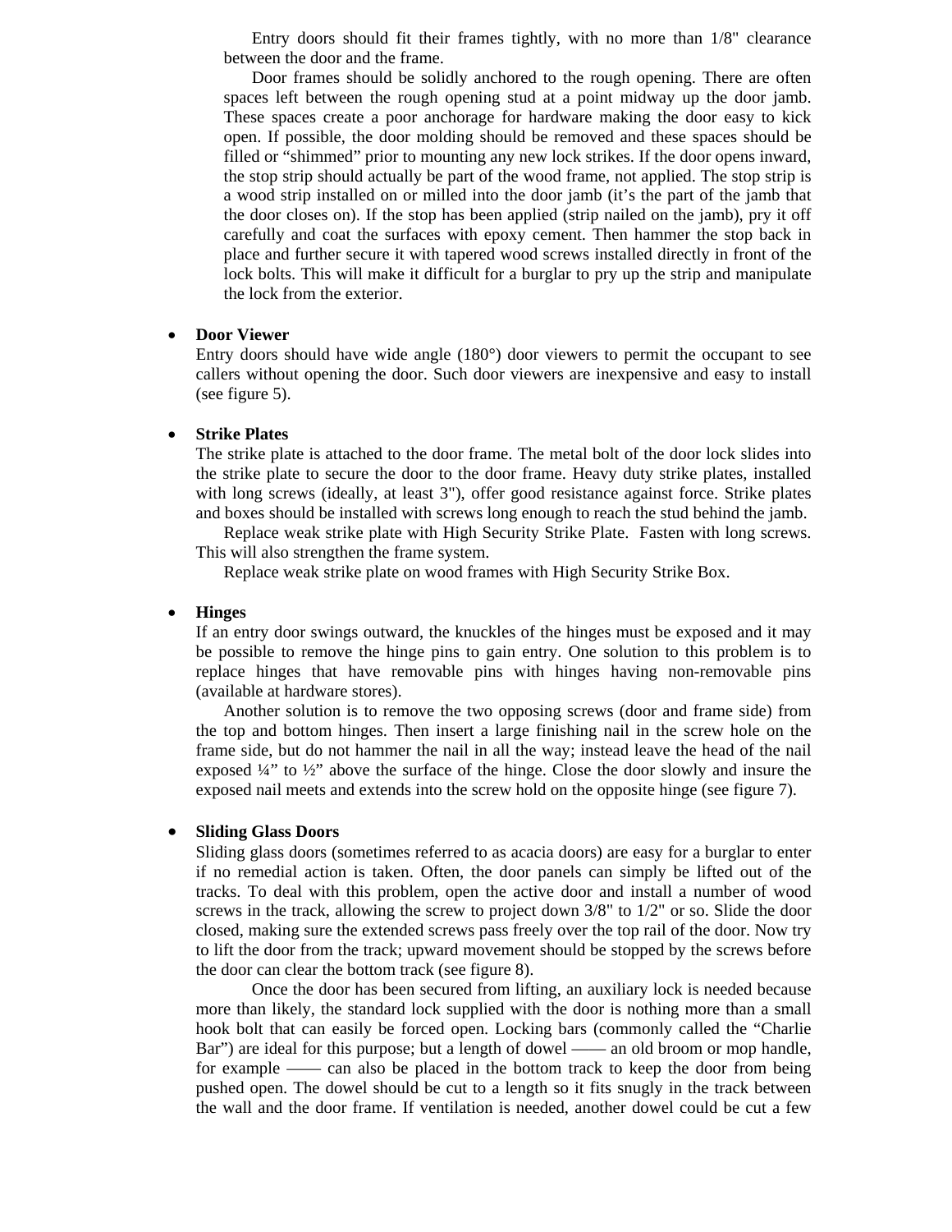Entry doors should fit their frames tightly, with no more than 1/8" clearance between the door and the frame.

Door frames should be solidly anchored to the rough opening. There are often spaces left between the rough opening stud at a point midway up the door jamb. These spaces create a poor anchorage for hardware making the door easy to kick open. If possible, the door molding should be removed and these spaces should be filled or "shimmed" prior to mounting any new lock strikes. If the door opens inward, the stop strip should actually be part of the wood frame, not applied. The stop strip is a wood strip installed on or milled into the door jamb (it's the part of the jamb that the door closes on). If the stop has been applied (strip nailed on the jamb), pry it off carefully and coat the surfaces with epoxy cement. Then hammer the stop back in place and further secure it with tapered wood screws installed directly in front of the lock bolts. This will make it difficult for a burglar to pry up the strip and manipulate the lock from the exterior.

- **Door Viewer**
  Entry doors should have wide angle (180°) door viewers to permit the occupant to see callers without opening the door. Such door viewers are inexpensive and easy to install (see figure 5).

- **Strike Plates**
  The strike plate is attached to the door frame. The metal bolt of the door lock slides into the strike plate to secure the door to the door frame. Heavy duty strike plates, installed with long screws (ideally, at least 3"), offer good resistance against force. Strike plates and boxes should be installed with screws long enough to reach the stud behind the jamb.

  Replace weak strike plate with High Security Strike Plate. Fasten with long screws. This will also strengthen the frame system.

  Replace weak strike plate on wood frames with High Security Strike Box.

- **Hinges**
  If an entry door swings outward, the knuckles of the hinges must be exposed and it may be possible to remove the hinge pins to gain entry. One solution to this problem is to replace hinges that have removable pins with hinges having non-removable pins (available at hardware stores).

  Another solution is to remove the two opposing screws (door and frame side) from the top and bottom hinges. Then insert a large finishing nail in the screw hole on the frame side, but do not hammer the nail in all the way; instead leave the head of the nail exposed ¼" to ½" above the surface of the hinge. Close the door slowly and insure the exposed nail meets and extends into the screw hold on the opposite hinge (see figure 7).

- **Sliding Glass Doors**
  Sliding glass doors (sometimes referred to as acacia doors) are easy for a burglar to enter if no remedial action is taken. Often, the door panels can simply be lifted out of the tracks. To deal with this problem, open the active door and install a number of wood screws in the track, allowing the screw to project down 3/8" to 1/2" or so. Slide the door closed, making sure the extended screws pass freely over the top rail of the door. Now try to lift the door from the track; upward movement should be stopped by the screws before the door can clear the bottom track (see figure 8).

  Once the door has been secured from lifting, an auxiliary lock is needed because more than likely, the standard lock supplied with the door is nothing more than a small hook bolt that can easily be forced open. Locking bars (commonly called the "Charlie Bar") are ideal for this purpose; but a length of dowel —— an old broom or mop handle, for example —— can also be placed in the bottom track to keep the door from being pushed open. The dowel should be cut to a length so it fits snugly in the track between the wall and the door frame. If ventilation is needed, another dowel could be cut a few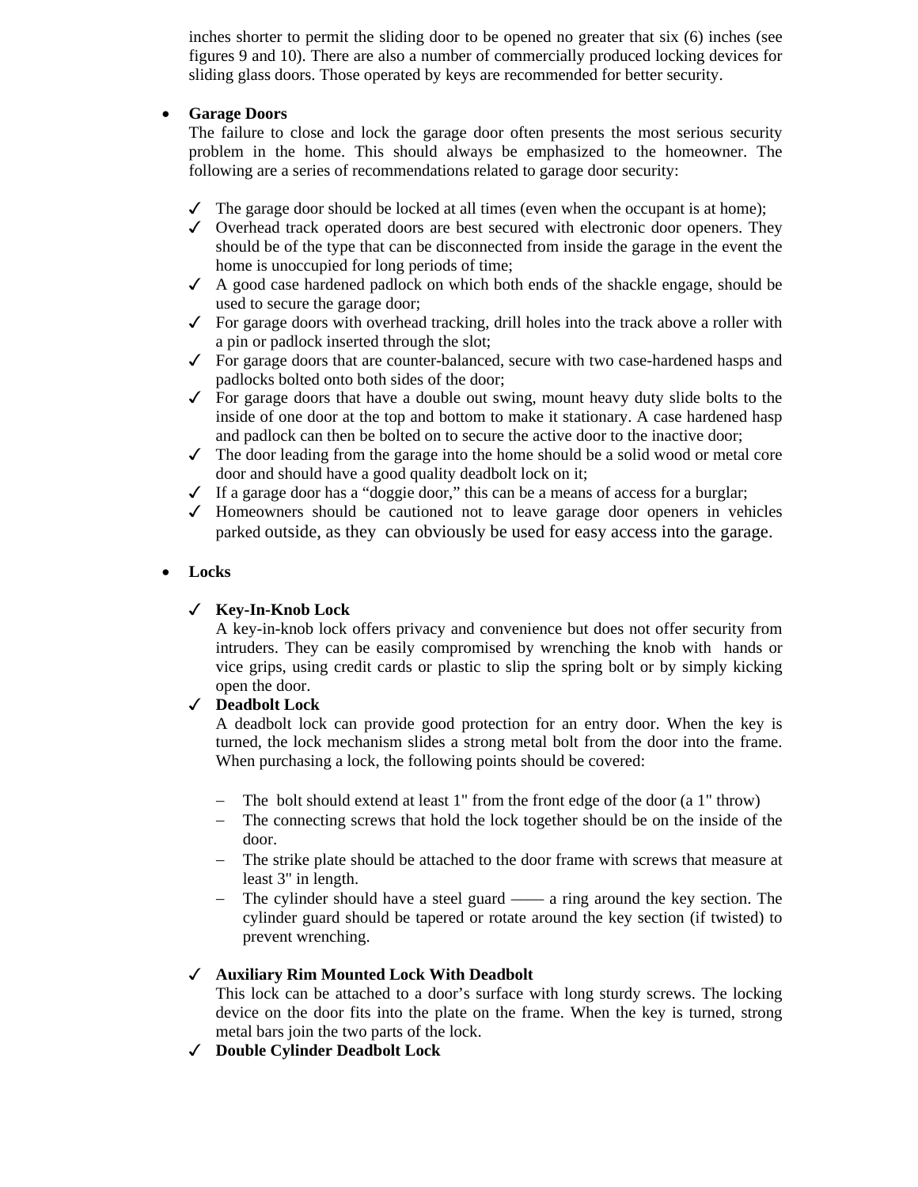inches shorter to permit the sliding door to be opened no greater that six (6) inches (see figures 9 and 10). There are also a number of commercially produced locking devices for sliding glass doors. Those operated by keys are recommended for better security.

- **Garage Doors**

  The failure to close and lock the garage door often presents the most serious security problem in the home. This should always be emphasized to the homeowner. The following are a series of recommendations related to garage door security:

  - ✓ The garage door should be locked at all times (even when the occupant is at home);
  - ✓ Overhead track operated doors are best secured with electronic door openers. They should be of the type that can be disconnected from inside the garage in the event the home is unoccupied for long periods of time;
  - ✓ A good case hardened padlock on which both ends of the shackle engage, should be used to secure the garage door;
  - ✓ For garage doors with overhead tracking, drill holes into the track above a roller with a pin or padlock inserted through the slot;
  - ✓ For garage doors that are counter-balanced, secure with two case-hardened hasps and padlocks bolted onto both sides of the door;
  - ✓ For garage doors that have a double out swing, mount heavy duty slide bolts to the inside of one door at the top and bottom to make it stationary. A case hardened hasp and padlock can then be bolted on to secure the active door to the inactive door;
  - ✓ The door leading from the garage into the home should be a solid wood or metal core door and should have a good quality deadbolt lock on it;
  - ✓ If a garage door has a "doggie door," this can be a means of access for a burglar;
  - ✓ Homeowners should be cautioned not to leave garage door openers in vehicles parked outside, as they can obviously be used for easy access into the garage.

- **Locks**

  - ✓ **Key-In-Knob Lock**

    A key-in-knob lock offers privacy and convenience but does not offer security from intruders. They can be easily compromised by wrenching the knob with hands or vice grips, using credit cards or plastic to slip the spring bolt or by simply kicking open the door.
  - ✓ **Deadbolt Lock**

    A deadbolt lock can provide good protection for an entry door. When the key is turned, the lock mechanism slides a strong metal bolt from the door into the frame. When purchasing a lock, the following points should be covered:

    - The bolt should extend at least 1" from the front edge of the door (a 1" throw)
    - The connecting screws that hold the lock together should be on the inside of the door.
    - The strike plate should be attached to the door frame with screws that measure at least 3" in length.
    - The cylinder should have a steel guard —— a ring around the key section. The cylinder guard should be tapered or rotate around the key section (if twisted) to prevent wrenching.

  - ✓ **Auxiliary Rim Mounted Lock With Deadbolt**

    This lock can be attached to a door's surface with long sturdy screws. The locking device on the door fits into the plate on the frame. When the key is turned, strong metal bars join the two parts of the lock.
  - ✓ **Double Cylinder Deadbolt Lock**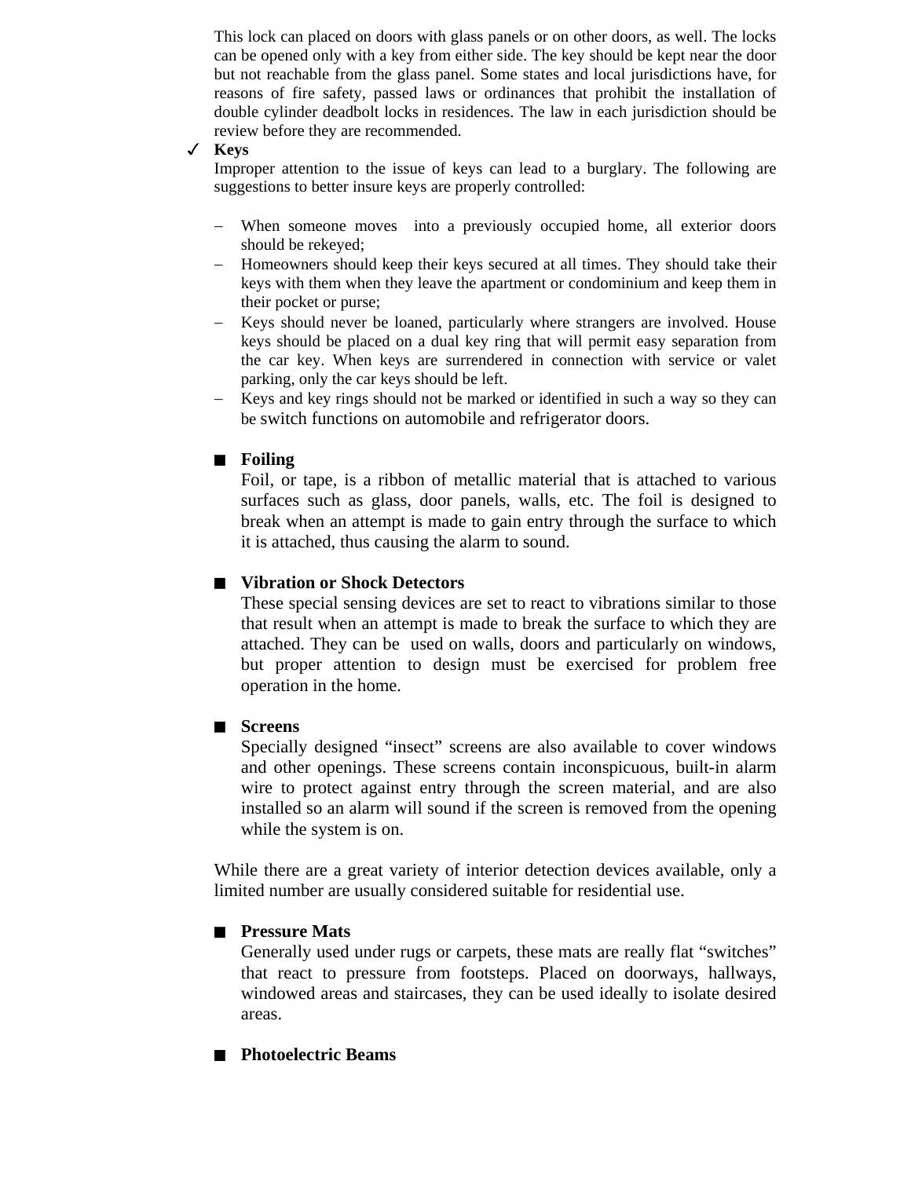This lock can placed on doors with glass panels or on other doors, as well. The locks can be opened only with a key from either side. The key should be kept near the door but not reachable from the glass panel. Some states and local jurisdictions have, for reasons of fire safety, passed laws or ordinances that prohibit the installation of double cylinder deadbolt locks in residences. The law in each jurisdiction should be review before they are recommended.

✓ **Keys**

Improper attention to the issue of keys can lead to a burglary. The following are suggestions to better insure keys are properly controlled:

- When someone moves into a previously occupied home, all exterior doors should be rekeyed;
- Homeowners should keep their keys secured at all times. They should take their keys with them when they leave the apartment or condominium and keep them in their pocket or purse;
- Keys should never be loaned, particularly where strangers are involved. House keys should be placed on a dual key ring that will permit easy separation from the car key. When keys are surrendered in connection with service or valet parking, only the car keys should be left.
- Keys and key rings should not be marked or identified in such a way so they can be switch functions on automobile and refrigerator doors.

■ **Foiling**

Foil, or tape, is a ribbon of metallic material that is attached to various surfaces such as glass, door panels, walls, etc. The foil is designed to break when an attempt is made to gain entry through the surface to which it is attached, thus causing the alarm to sound.

■ **Vibration or Shock Detectors**

These special sensing devices are set to react to vibrations similar to those that result when an attempt is made to break the surface to which they are attached. They can be used on walls, doors and particularly on windows, but proper attention to design must be exercised for problem free operation in the home.

■ **Screens**

Specially designed "insect" screens are also available to cover windows and other openings. These screens contain inconspicuous, built-in alarm wire to protect against entry through the screen material, and are also installed so an alarm will sound if the screen is removed from the opening while the system is on.

While there are a great variety of interior detection devices available, only a limited number are usually considered suitable for residential use.

■ **Pressure Mats**

Generally used under rugs or carpets, these mats are really flat "switches" that react to pressure from footsteps. Placed on doorways, hallways, windowed areas and staircases, they can be used ideally to isolate desired areas.

■ **Photoelectric Beams**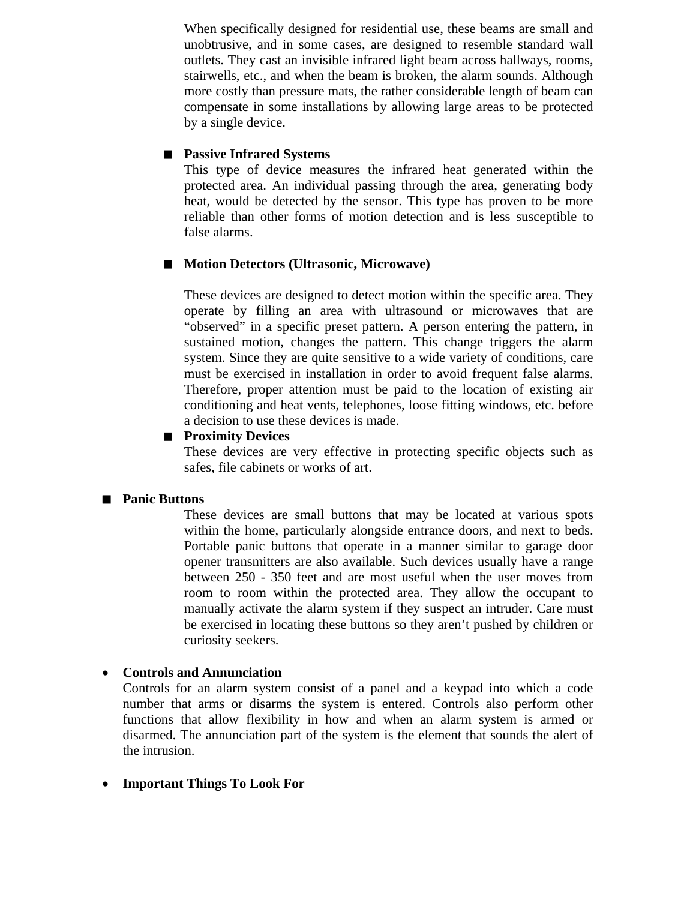When specifically designed for residential use, these beams are small and unobtrusive, and in some cases, are designed to resemble standard wall outlets. They cast an invisible infrared light beam across hallways, rooms, stairwells, etc., and when the beam is broken, the alarm sounds. Although more costly than pressure mats, the rather considerable length of beam can compensate in some installations by allowing large areas to be protected by a single device.

  - **Passive Infrared Systems**
    This type of device measures the infrared heat generated within the protected area. An individual passing through the area, generating body heat, would be detected by the sensor. This type has proven to be more reliable than other forms of motion detection and is less susceptible to false alarms.

  - **Motion Detectors (Ultrasonic, Microwave)**

    These devices are designed to detect motion within the specific area. They operate by filling an area with ultrasound or microwaves that are "observed" in a specific preset pattern. A person entering the pattern, in sustained motion, changes the pattern. This change triggers the alarm system. Since they are quite sensitive to a wide variety of conditions, care must be exercised in installation in order to avoid frequent false alarms. Therefore, proper attention must be paid to the location of existing air conditioning and heat vents, telephones, loose fitting windows, etc. before a decision to use these devices is made.

  - **Proximity Devices**
    These devices are very effective in protecting specific objects such as safes, file cabinets or works of art.

- **Panic Buttons**
  These devices are small buttons that may be located at various spots within the home, particularly alongside entrance doors, and next to beds. Portable panic buttons that operate in a manner similar to garage door opener transmitters are also available. Such devices usually have a range between 250 - 350 feet and are most useful when the user moves from room to room within the protected area. They allow the occupant to manually activate the alarm system if they suspect an intruder. Care must be exercised in locating these buttons so they aren't pushed by children or curiosity seekers.

- **Controls and Annunciation**
  Controls for an alarm system consist of a panel and a keypad into which a code number that arms or disarms the system is entered. Controls also perform other functions that allow flexibility in how and when an alarm system is armed or disarmed. The annunciation part of the system is the element that sounds the alert of the intrusion.

- **Important Things To Look For**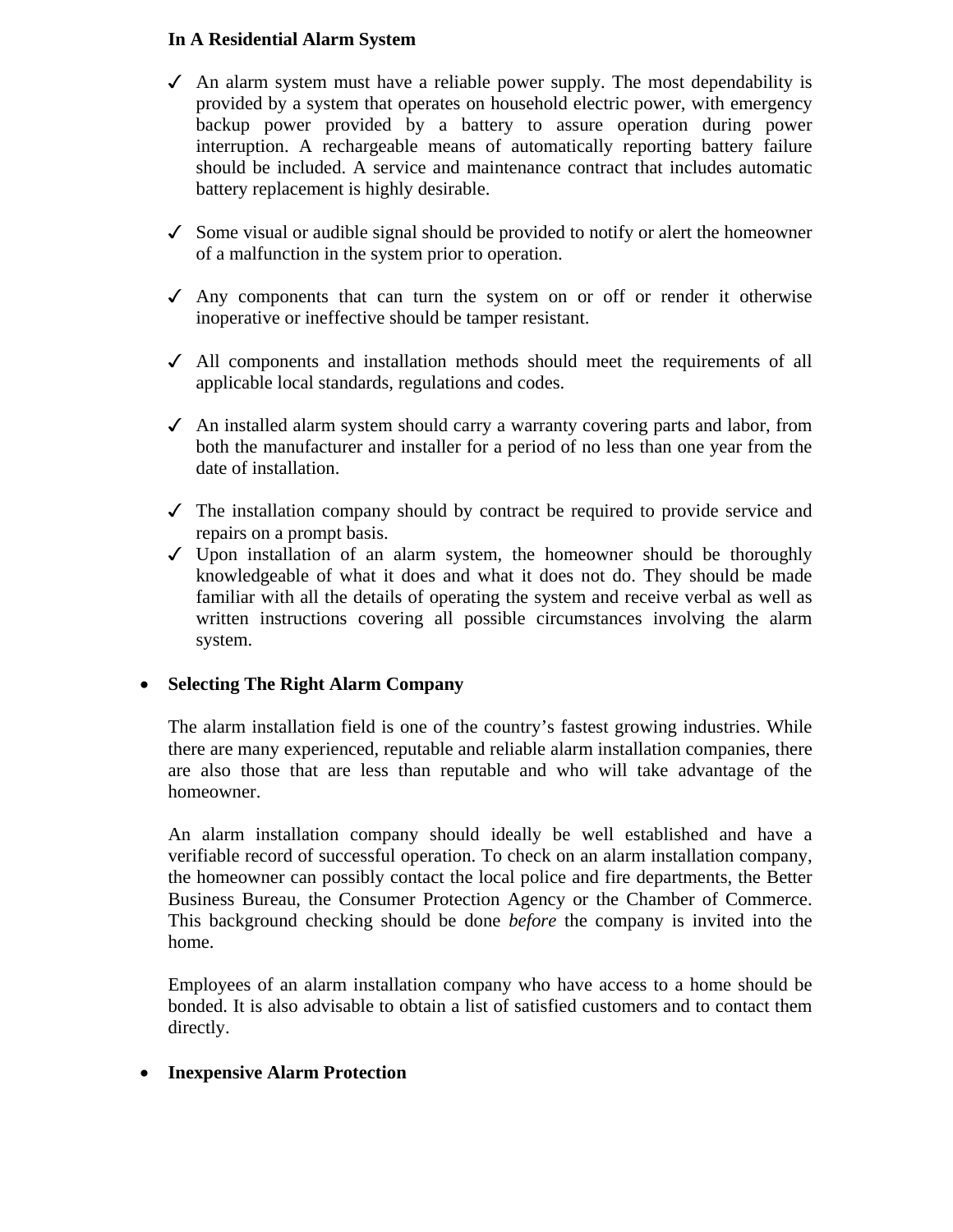**In A Residential Alarm System**

- ✓ An alarm system must have a reliable power supply. The most dependability is provided by a system that operates on household electric power, with emergency backup power provided by a battery to assure operation during power interruption. A rechargeable means of automatically reporting battery failure should be included. A service and maintenance contract that includes automatic battery replacement is highly desirable.

- ✓ Some visual or audible signal should be provided to notify or alert the homeowner of a malfunction in the system prior to operation.

- ✓ Any components that can turn the system on or off or render it otherwise inoperative or ineffective should be tamper resistant.

- ✓ All components and installation methods should meet the requirements of all applicable local standards, regulations and codes.

- ✓ An installed alarm system should carry a warranty covering parts and labor, from both the manufacturer and installer for a period of no less than one year from the date of installation.

- ✓ The installation company should by contract be required to provide service and repairs on a prompt basis.
- ✓ Upon installation of an alarm system, the homeowner should be thoroughly knowledgeable of what it does and what it does not do. They should be made familiar with all the details of operating the system and receive verbal as well as written instructions covering all possible circumstances involving the alarm system.

- **Selecting The Right Alarm Company**

  The alarm installation field is one of the country's fastest growing industries. While there are many experienced, reputable and reliable alarm installation companies, there are also those that are less than reputable and who will take advantage of the homeowner.

  An alarm installation company should ideally be well established and have a verifiable record of successful operation. To check on an alarm installation company, the homeowner can possibly contact the local police and fire departments, the Better Business Bureau, the Consumer Protection Agency or the Chamber of Commerce. This background checking should be done *before* the company is invited into the home.

  Employees of an alarm installation company who have access to a home should be bonded. It is also advisable to obtain a list of satisfied customers and to contact them directly.

- **Inexpensive Alarm Protection**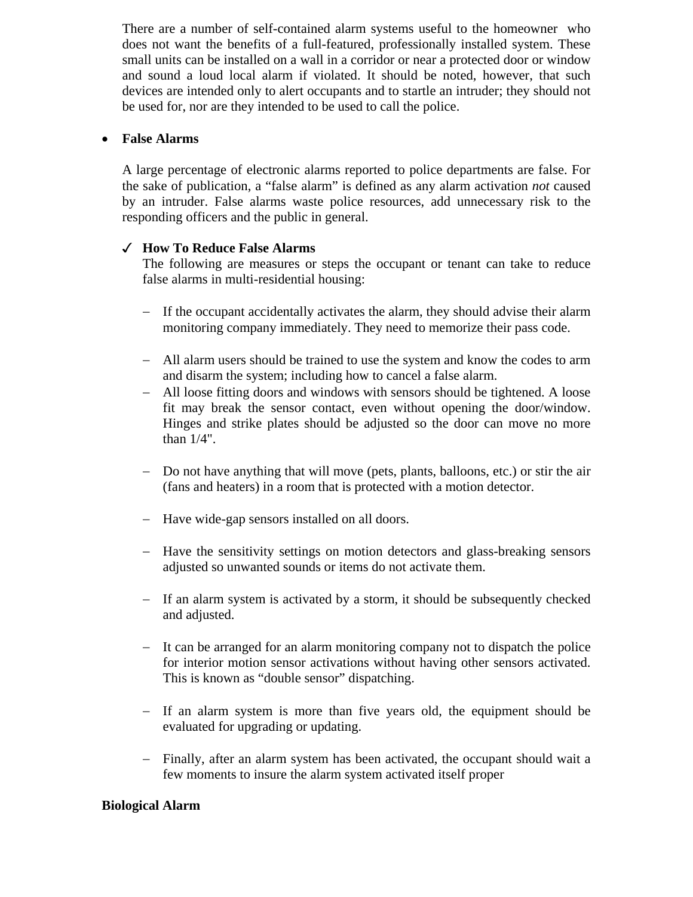There are a number of self-contained alarm systems useful to the homeowner who does not want the benefits of a full-featured, professionally installed system. These small units can be installed on a wall in a corridor or near a protected door or window and sound a loud local alarm if violated. It should be noted, however, that such devices are intended only to alert occupants and to startle an intruder; they should not be used for, nor are they intended to be used to call the police.

- **False Alarms**

  A large percentage of electronic alarms reported to police departments are false. For the sake of publication, a "false alarm" is defined as any alarm activation *not* caused by an intruder. False alarms waste police resources, add unnecessary risk to the responding officers and the public in general.

  ✓ **How To Reduce False Alarms**
  The following are measures or steps the occupant or tenant can take to reduce false alarms in multi-residential housing:

  - If the occupant accidentally activates the alarm, they should advise their alarm monitoring company immediately. They need to memorize their pass code.
  - All alarm users should be trained to use the system and know the codes to arm and disarm the system; including how to cancel a false alarm.
  - All loose fitting doors and windows with sensors should be tightened. A loose fit may break the sensor contact, even without opening the door/window. Hinges and strike plates should be adjusted so the door can move no more than 1/4".
  - Do not have anything that will move (pets, plants, balloons, etc.) or stir the air (fans and heaters) in a room that is protected with a motion detector.
  - Have wide-gap sensors installed on all doors.
  - Have the sensitivity settings on motion detectors and glass-breaking sensors adjusted so unwanted sounds or items do not activate them.
  - If an alarm system is activated by a storm, it should be subsequently checked and adjusted.
  - It can be arranged for an alarm monitoring company not to dispatch the police for interior motion sensor activations without having other sensors activated. This is known as "double sensor" dispatching.
  - If an alarm system is more than five years old, the equipment should be evaluated for upgrading or updating.
  - Finally, after an alarm system has been activated, the occupant should wait a few moments to insure the alarm system activated itself proper

**Biological Alarm**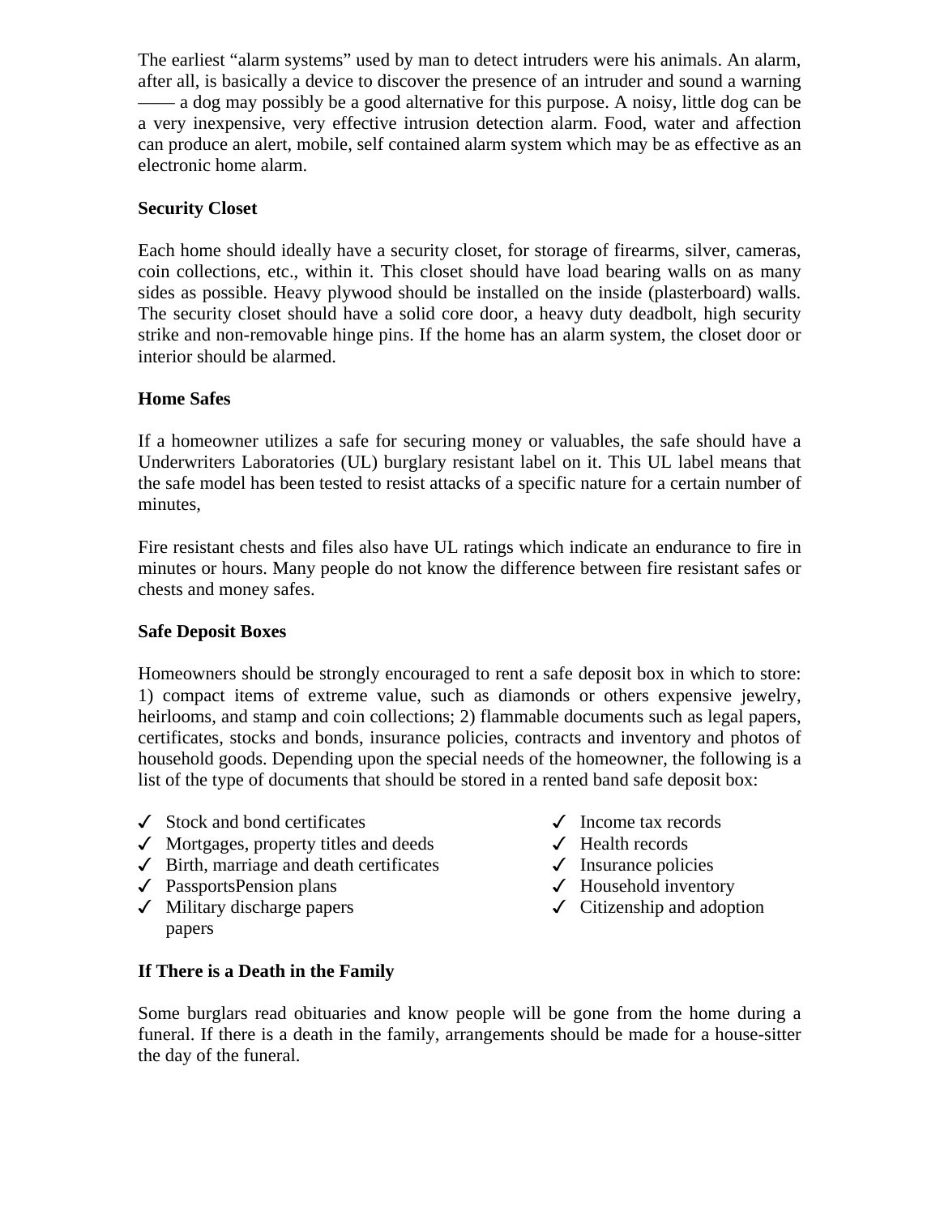The earliest "alarm systems" used by man to detect intruders were his animals. An alarm, after all, is basically a device to discover the presence of an intruder and sound a warning —— a dog may possibly be a good alternative for this purpose. A noisy, little dog can be a very inexpensive, very effective intrusion detection alarm. Food, water and affection can produce an alert, mobile, self contained alarm system which may be as effective as an electronic home alarm.

**Security Closet**

Each home should ideally have a security closet, for storage of firearms, silver, cameras, coin collections, etc., within it. This closet should have load bearing walls on as many sides as possible. Heavy plywood should be installed on the inside (plasterboard) walls. The security closet should have a solid core door, a heavy duty deadbolt, high security strike and non-removable hinge pins. If the home has an alarm system, the closet door or interior should be alarmed.

**Home Safes**

If a homeowner utilizes a safe for securing money or valuables, the safe should have a Underwriters Laboratories (UL) burglary resistant label on it. This UL label means that the safe model has been tested to resist attacks of a specific nature for a certain number of minutes,

Fire resistant chests and files also have UL ratings which indicate an endurance to fire in minutes or hours. Many people do not know the difference between fire resistant safes or chests and money safes.

**Safe Deposit Boxes**

Homeowners should be strongly encouraged to rent a safe deposit box in which to store: 1) compact items of extreme value, such as diamonds or others expensive jewelry, heirlooms, and stamp and coin collections; 2) flammable documents such as legal papers, certificates, stocks and bonds, insurance policies, contracts and inventory and photos of household goods. Depending upon the special needs of the homeowner, the following is a list of the type of documents that should be stored in a rented band safe deposit box:

- ✓ Stock and bond certificates
- ✓ Mortgages, property titles and deeds
- ✓ Birth, marriage and death certificates
- ✓ PassportsPension plans
- ✓ Military discharge papers papers
- ✓ Income tax records
- ✓ Health records
- ✓ Insurance policies
- ✓ Household inventory
- ✓ Citizenship and adoption

**If There is a Death in the Family**

Some burglars read obituaries and know people will be gone from the home during a funeral. If there is a death in the family, arrangements should be made for a house-sitter the day of the funeral.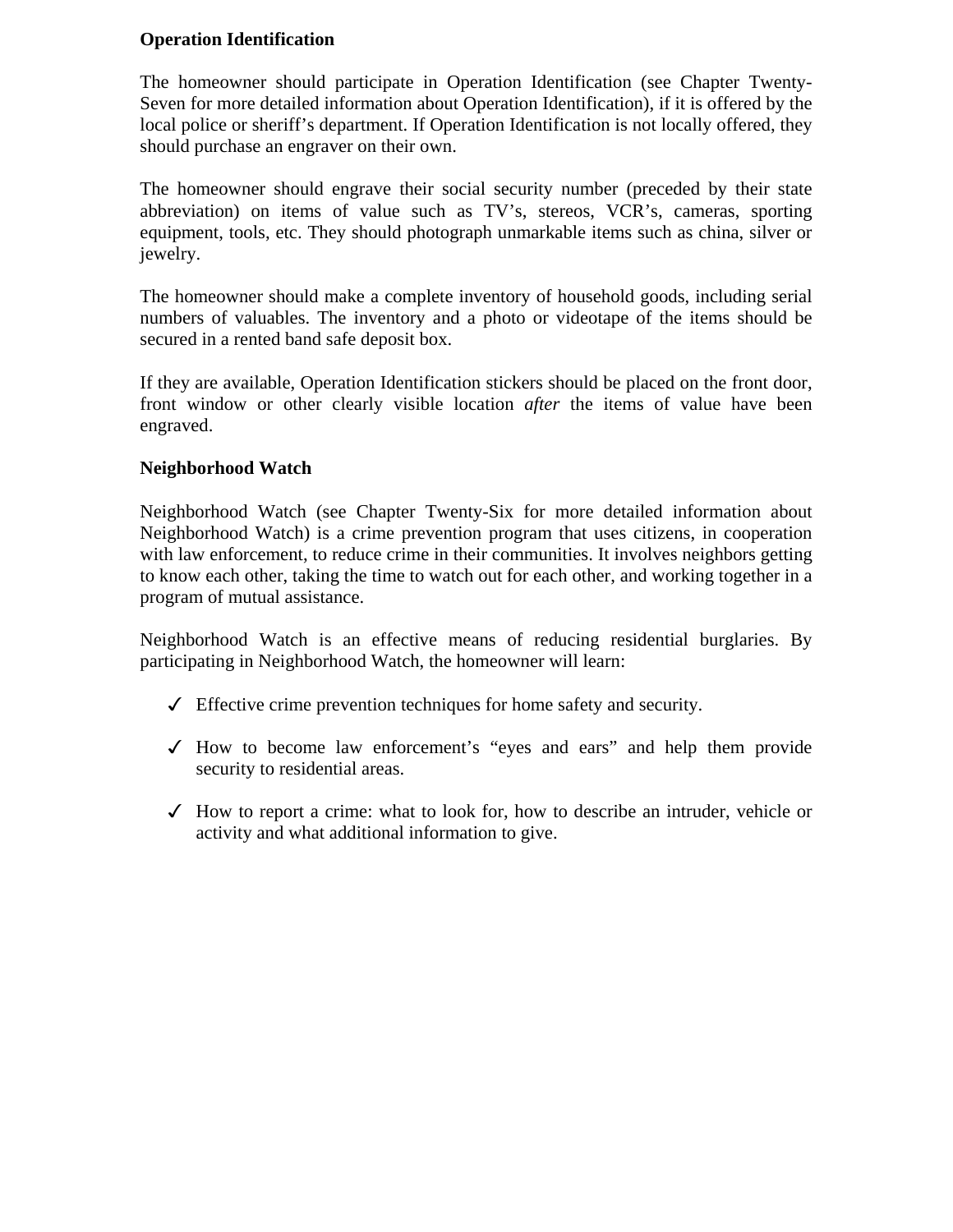**Operation Identification**

The homeowner should participate in Operation Identification (see Chapter Twenty-Seven for more detailed information about Operation Identification), if it is offered by the local police or sheriff's department. If Operation Identification is not locally offered, they should purchase an engraver on their own.

The homeowner should engrave their social security number (preceded by their state abbreviation) on items of value such as TV's, stereos, VCR's, cameras, sporting equipment, tools, etc. They should photograph unmarkable items such as china, silver or jewelry.

The homeowner should make a complete inventory of household goods, including serial numbers of valuables. The inventory and a photo or videotape of the items should be secured in a rented band safe deposit box.

If they are available, Operation Identification stickers should be placed on the front door, front window or other clearly visible location *after* the items of value have been engraved.

**Neighborhood Watch**

Neighborhood Watch (see Chapter Twenty-Six for more detailed information about Neighborhood Watch) is a crime prevention program that uses citizens, in cooperation with law enforcement, to reduce crime in their communities. It involves neighbors getting to know each other, taking the time to watch out for each other, and working together in a program of mutual assistance.

Neighborhood Watch is an effective means of reducing residential burglaries. By participating in Neighborhood Watch, the homeowner will learn:

- ✓ Effective crime prevention techniques for home safety and security.
- ✓ How to become law enforcement's "eyes and ears" and help them provide security to residential areas.
- ✓ How to report a crime: what to look for, how to describe an intruder, vehicle or activity and what additional information to give.